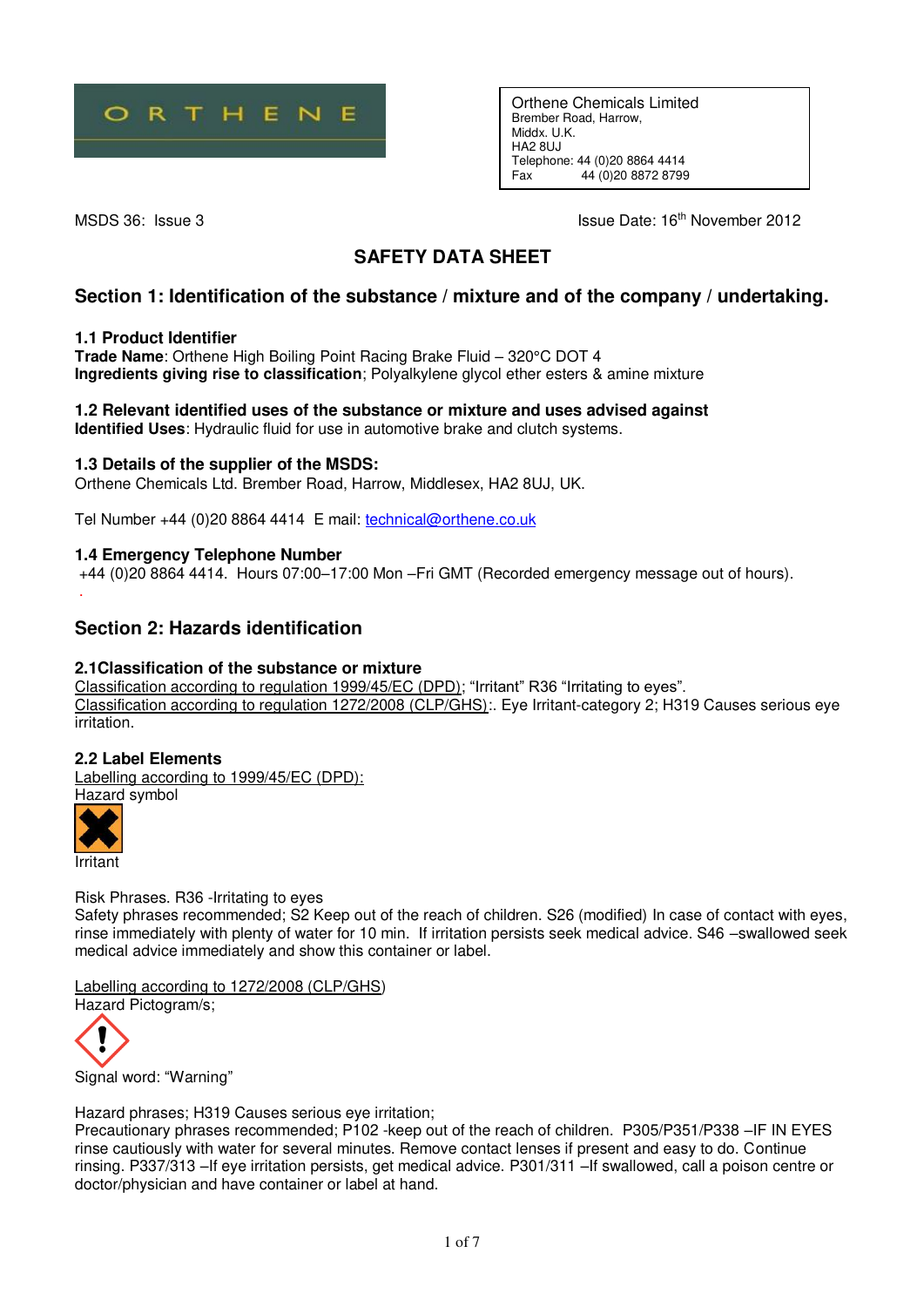ORTHENE

Orthene Chemicals Limited
Brember Road, Harrow,
Middx. U.K.
HA2 8UJ
Telephone: 44 (0)20 8864 4414
Fax 44 (0)20 8872 8799

MSDS 36: Issue 3

Issue Date: 16th November 2012

# SAFETY DATA SHEET

## Section 1: Identification of the substance / mixture and of the company / undertaking.

### 1.1 Product Identifier

**Trade Name**: Orthene High Boiling Point Racing Brake Fluid – 320°C DOT 4
**Ingredients giving rise to classification**; Polyalkylene glycol ether esters & amine mixture

### 1.2 Relevant identified uses of the substance or mixture and uses advised against

**Identified Uses**: Hydraulic fluid for use in automotive brake and clutch systems.

### 1.3 Details of the supplier of the MSDS:

Orthene Chemicals Ltd. Brember Road, Harrow, Middlesex, HA2 8UJ, UK.

Tel Number +44 (0)20 8864 4414 E mail: technical@orthene.co.uk

### 1.4 Emergency Telephone Number

+44 (0)20 8864 4414. Hours 07:00–17:00 Mon –Fri GMT (Recorded emergency message out of hours).

## Section 2: Hazards identification

### 2.1Classification of the substance or mixture

Classification according to regulation 1999/45/EC (DPD); "Irritant" R36 "Irritating to eyes".
Classification according to regulation 1272/2008 (CLP/GHS):. Eye Irritant-category 2; H319 Causes serious eye irritation.

### 2.2 Label Elements

Labelling according to 1999/45/EC (DPD):
Hazard symbol

Irritant

Risk Phrases. R36 -Irritating to eyes
Safety phrases recommended; S2 Keep out of the reach of children. S26 (modified) In case of contact with eyes, rinse immediately with plenty of water for 10 min. If irritation persists seek medical advice. S46 –swallowed seek medical advice immediately and show this container or label.

Labelling according to 1272/2008 (CLP/GHS)
Hazard Pictogram/s;

Signal word: "Warning"

Hazard phrases; H319 Causes serious eye irritation;
Precautionary phrases recommended; P102 -keep out of the reach of children. P305/P351/P338 –IF IN EYES rinse cautiously with water for several minutes. Remove contact lenses if present and easy to do. Continue rinsing. P337/313 –If eye irritation persists, get medical advice. P301/311 –If swallowed, call a poison centre or doctor/physician and have container or label at hand.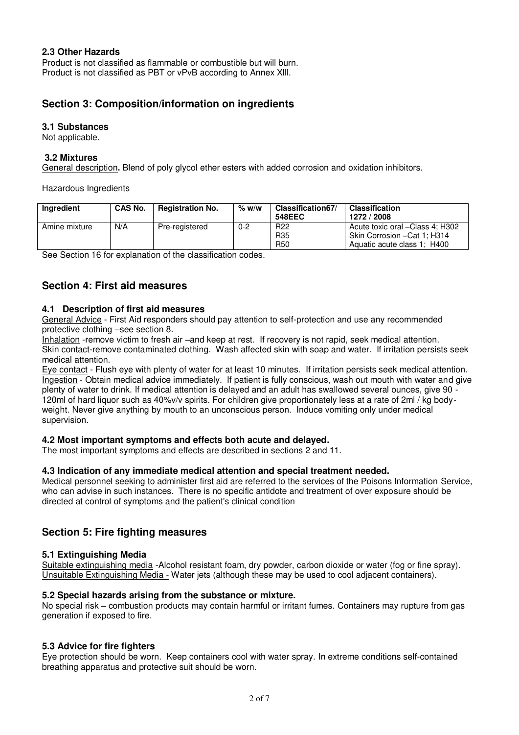### 2.3 Other Hazards

Product is not classified as flammable or combustible but will burn.
Product is not classified as PBT or vPvB according to Annex XIII.

## Section 3: Composition/information on ingredients

### 3.1 Substances

Not applicable.

### 3.2 Mixtures

General description**.** Blend of poly glycol ether esters with added corrosion and oxidation inhibitors.

Hazardous Ingredients

| Ingredient | CAS No. | Registration No. | % w/w | Classification67/ 548EEC | Classification 1272 / 2008 |
|---|---|---|---|---|---|
| Amine mixture | N/A | Pre-registered | 0-2 | R22<br>R35<br>R50 | Acute toxic oral –Class 4; H302<br>Skin Corrosion –Cat 1; H314<br>Aquatic acute class 1; H400 |

See Section 16 for explanation of the classification codes.

## Section 4: First aid measures

### 4.1 Description of first aid measures

General Advice - First Aid responders should pay attention to self-protection and use any recommended protective clothing –see section 8.

Inhalation -remove victim to fresh air –and keep at rest. If recovery is not rapid, seek medical attention.

Skin contact-remove contaminated clothing. Wash affected skin with soap and water. If irritation persists seek medical attention.

Eye contact - Flush eye with plenty of water for at least 10 minutes. If irritation persists seek medical attention.

Ingestion - Obtain medical advice immediately. If patient is fully conscious, wash out mouth with water and give plenty of water to drink. If medical attention is delayed and an adult has swallowed several ounces, give 90 - 120ml of hard liquor such as 40%v/v spirits. For children give proportionately less at a rate of 2ml / kg body-weight. Never give anything by mouth to an unconscious person. Induce vomiting only under medical supervision.

### 4.2 Most important symptoms and effects both acute and delayed.

The most important symptoms and effects are described in sections 2 and 11.

### 4.3 Indication of any immediate medical attention and special treatment needed.

Medical personnel seeking to administer first aid are referred to the services of the Poisons Information Service, who can advise in such instances. There is no specific antidote and treatment of over exposure should be directed at control of symptoms and the patient's clinical condition

## Section 5: Fire fighting measures

### 5.1 Extinguishing Media

Suitable extinguishing media -Alcohol resistant foam, dry powder, carbon dioxide or water (fog or fine spray).

Unsuitable Extinguishing Media - Water jets (although these may be used to cool adjacent containers).

### 5.2 Special hazards arising from the substance or mixture.

No special risk – combustion products may contain harmful or irritant fumes. Containers may rupture from gas generation if exposed to fire.

### 5.3 Advice for fire fighters

Eye protection should be worn. Keep containers cool with water spray. In extreme conditions self-contained breathing apparatus and protective suit should be worn.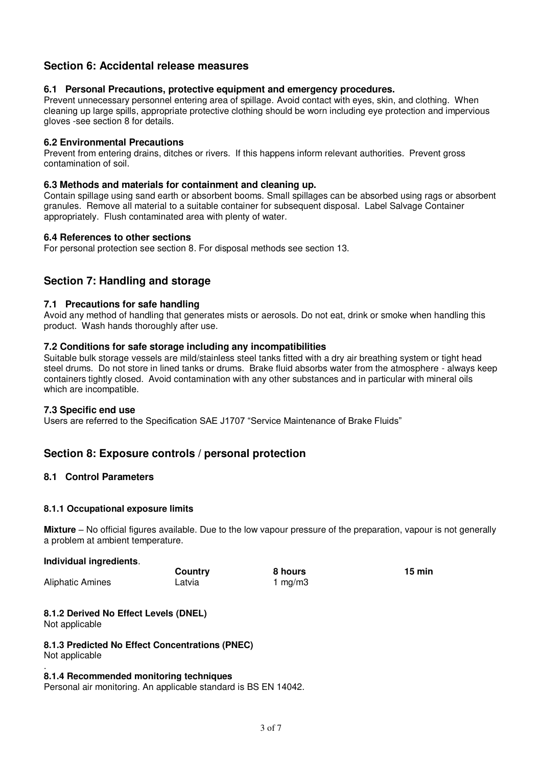## Section 6: Accidental release measures

### 6.1 Personal Precautions, protective equipment and emergency procedures.

Prevent unnecessary personnel entering area of spillage. Avoid contact with eyes, skin, and clothing. When cleaning up large spills, appropriate protective clothing should be worn including eye protection and impervious gloves -see section 8 for details.

### 6.2 Environmental Precautions

Prevent from entering drains, ditches or rivers. If this happens inform relevant authorities. Prevent gross contamination of soil.

### 6.3 Methods and materials for containment and cleaning up.

Contain spillage using sand earth or absorbent booms. Small spillages can be absorbed using rags or absorbent granules. Remove all material to a suitable container for subsequent disposal. Label Salvage Container appropriately. Flush contaminated area with plenty of water.

### 6.4 References to other sections

For personal protection see section 8. For disposal methods see section 13.

## Section 7: Handling and storage

### 7.1 Precautions for safe handling

Avoid any method of handling that generates mists or aerosols. Do not eat, drink or smoke when handling this product. Wash hands thoroughly after use.

### 7.2 Conditions for safe storage including any incompatibilities

Suitable bulk storage vessels are mild/stainless steel tanks fitted with a dry air breathing system or tight head steel drums. Do not store in lined tanks or drums. Brake fluid absorbs water from the atmosphere - always keep containers tightly closed. Avoid contamination with any other substances and in particular with mineral oils which are incompatible.

### 7.3 Specific end use

Users are referred to the Specification SAE J1707 "Service Maintenance of Brake Fluids"

## Section 8: Exposure controls / personal protection

### 8.1 Control Parameters

#### 8.1.1 Occupational exposure limits

**Mixture** – No official figures available. Due to the low vapour pressure of the preparation, vapour is not generally a problem at ambient temperature.

**Individual ingredients**.

| | Country | 8 hours | 15 min |
|---|---|---|---|
| Aliphatic Amines | Latvia | 1 mg/m3 | |

#### 8.1.2 Derived No Effect Levels (DNEL)

Not applicable

#### 8.1.3 Predicted No Effect Concentrations (PNEC)

Not applicable

.

#### 8.1.4 Recommended monitoring techniques

Personal air monitoring. An applicable standard is BS EN 14042.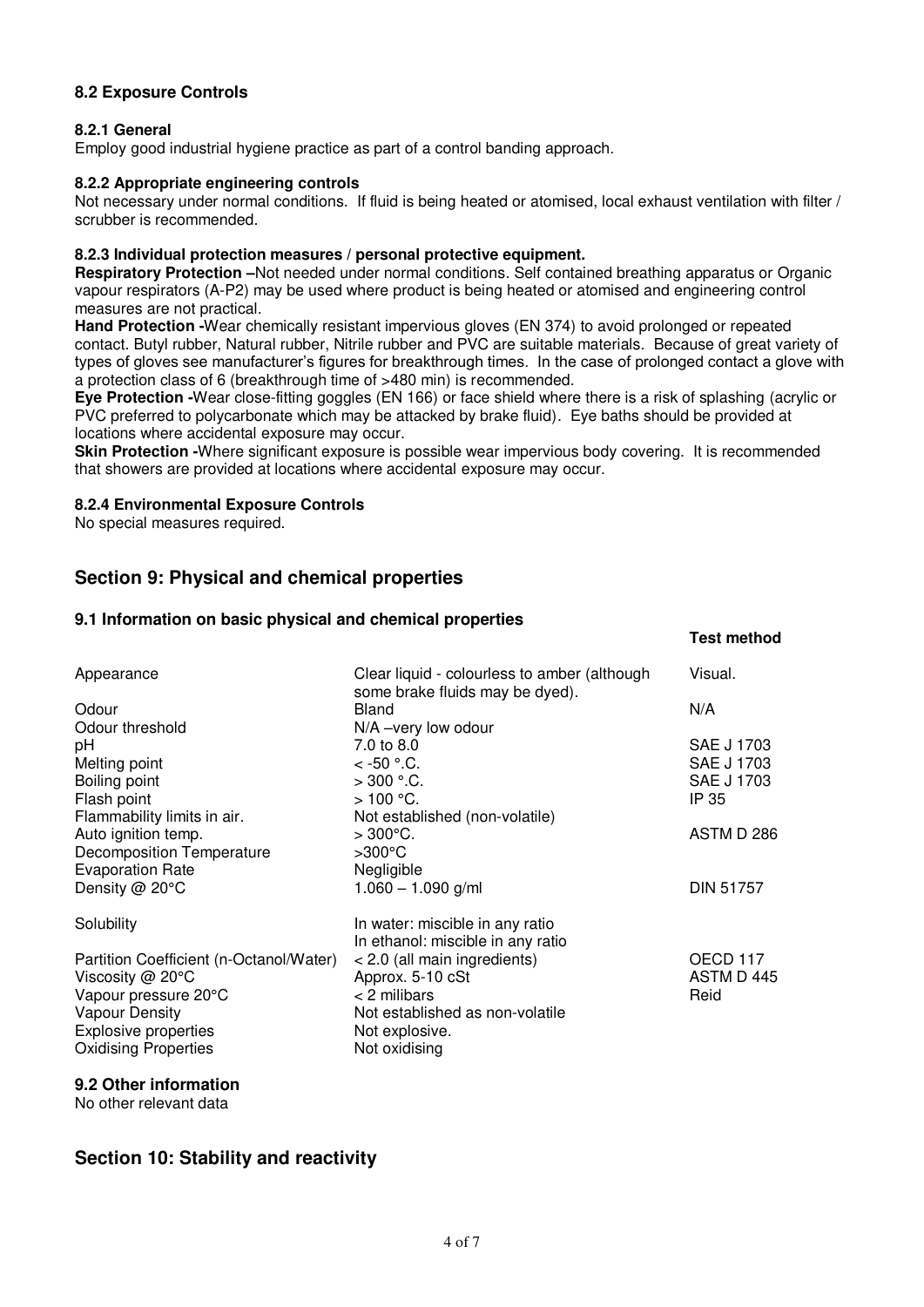### 8.2 Exposure Controls

#### 8.2.1 General

Employ good industrial hygiene practice as part of a control banding approach.

#### 8.2.2 Appropriate engineering controls

Not necessary under normal conditions. If fluid is being heated or atomised, local exhaust ventilation with filter / scrubber is recommended.

#### 8.2.3 Individual protection measures / personal protective equipment.

**Respiratory Protection –**Not needed under normal conditions. Self contained breathing apparatus or Organic vapour respirators (A-P2) may be used where product is being heated or atomised and engineering control measures are not practical.

**Hand Protection -**Wear chemically resistant impervious gloves (EN 374) to avoid prolonged or repeated contact. Butyl rubber, Natural rubber, Nitrile rubber and PVC are suitable materials. Because of great variety of types of gloves see manufacturer's figures for breakthrough times. In the case of prolonged contact a glove with a protection class of 6 (breakthrough time of >480 min) is recommended.

**Eye Protection -**Wear close-fitting goggles (EN 166) or face shield where there is a risk of splashing (acrylic or PVC preferred to polycarbonate which may be attacked by brake fluid). Eye baths should be provided at locations where accidental exposure may occur.

**Skin Protection -**Where significant exposure is possible wear impervious body covering. It is recommended that showers are provided at locations where accidental exposure may occur.

#### 8.2.4 Environmental Exposure Controls

No special measures required.

## Section 9: Physical and chemical properties

### 9.1 Information on basic physical and chemical properties

| | | **Test method** |
|---|---|---|
| Appearance | Clear liquid - colourless to amber (although some brake fluids may be dyed). | Visual. |
| Odour | Bland | N/A |
| Odour threshold | N/A –very low odour | |
| pH | 7.0 to 8.0 | SAE J 1703 |
| Melting point | < -50 °.C. | SAE J 1703 |
| Boiling point | > 300 °.C. | SAE J 1703 |
| Flash point | > 100 °C. | IP 35 |
| Flammability limits in air. | Not established (non-volatile) | |
| Auto ignition temp. | > 300°C. | ASTM D 286 |
| Decomposition Temperature | >300°C | |
| Evaporation Rate | Negligible | |
| Density @ 20°C | 1.060 – 1.090 g/ml | DIN 51757 |
| Solubility | In water: miscible in any ratio<br>In ethanol: miscible in any ratio | |
| Partition Coefficient (n-Octanol/Water) | < 2.0 (all main ingredients) | OECD 117 |
| Viscosity @ 20°C | Approx. 5-10 cSt | ASTM D 445 |
| Vapour pressure 20°C | < 2 milibars | Reid |
| Vapour Density | Not established as non-volatile | |
| Explosive properties | Not explosive. | |
| Oxidising Properties | Not oxidising | |

### 9.2 Other information

No other relevant data

## Section 10: Stability and reactivity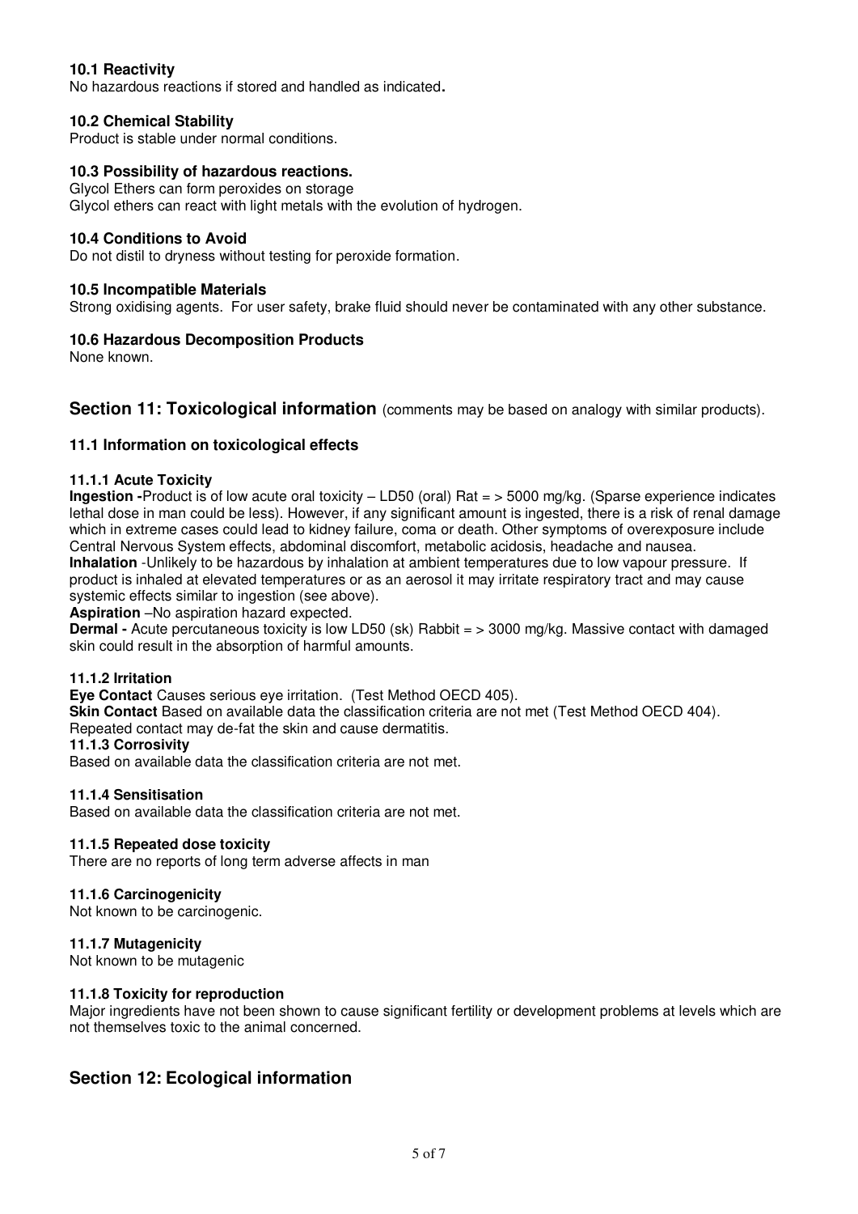### 10.1 Reactivity

No hazardous reactions if stored and handled as indicated**.**

### 10.2 Chemical Stability

Product is stable under normal conditions.

### 10.3 Possibility of hazardous reactions.

Glycol Ethers can form peroxides on storage
Glycol ethers can react with light metals with the evolution of hydrogen.

### 10.4 Conditions to Avoid

Do not distil to dryness without testing for peroxide formation.

### 10.5 Incompatible Materials

Strong oxidising agents. For user safety, brake fluid should never be contaminated with any other substance.

### 10.6 Hazardous Decomposition Products

None known.

## Section 11: Toxicological information (comments may be based on analogy with similar products).

### 11.1 Information on toxicological effects

#### 11.1.1 Acute Toxicity

**Ingestion -**Product is of low acute oral toxicity – LD50 (oral) Rat = > 5000 mg/kg. (Sparse experience indicates lethal dose in man could be less). However, if any significant amount is ingested, there is a risk of renal damage which in extreme cases could lead to kidney failure, coma or death. Other symptoms of overexposure include Central Nervous System effects, abdominal discomfort, metabolic acidosis, headache and nausea.
**Inhalation** -Unlikely to be hazardous by inhalation at ambient temperatures due to low vapour pressure. If product is inhaled at elevated temperatures or as an aerosol it may irritate respiratory tract and may cause systemic effects similar to ingestion (see above).
**Aspiration** –No aspiration hazard expected.
**Dermal -** Acute percutaneous toxicity is low LD50 (sk) Rabbit = > 3000 mg/kg. Massive contact with damaged skin could result in the absorption of harmful amounts.

#### 11.1.2 Irritation

**Eye Contact** Causes serious eye irritation. (Test Method OECD 405).
**Skin Contact** Based on available data the classification criteria are not met (Test Method OECD 404).
Repeated contact may de-fat the skin and cause dermatitis.

#### 11.1.3 Corrosivity

Based on available data the classification criteria are not met.

#### 11.1.4 Sensitisation

Based on available data the classification criteria are not met.

#### 11.1.5 Repeated dose toxicity

There are no reports of long term adverse affects in man

#### 11.1.6 Carcinogenicity

Not known to be carcinogenic.

#### 11.1.7 Mutagenicity

Not known to be mutagenic

#### 11.1.8 Toxicity for reproduction

Major ingredients have not been shown to cause significant fertility or development problems at levels which are not themselves toxic to the animal concerned.

## Section 12: Ecological information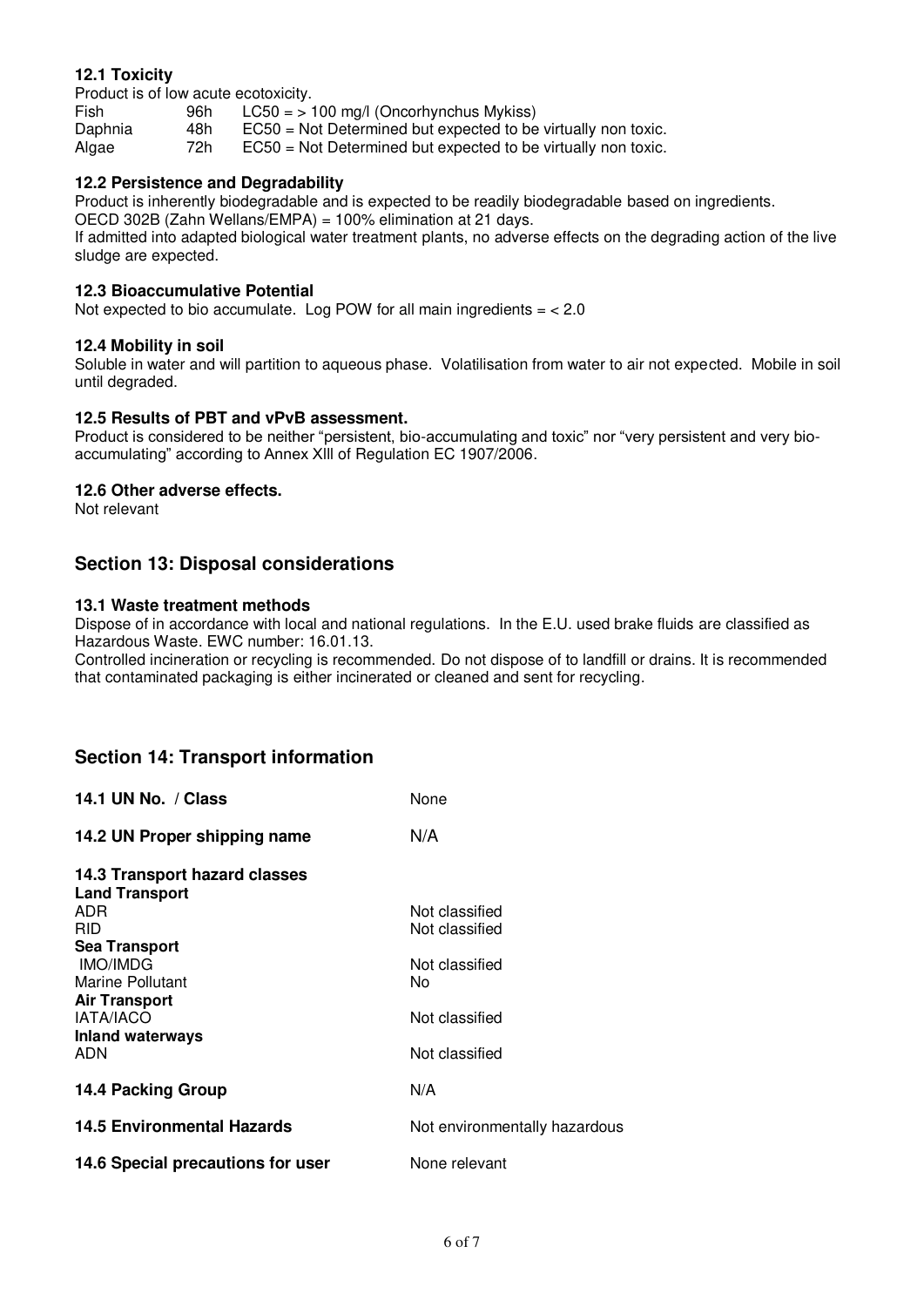### 12.1 Toxicity

Product is of low acute ecotoxicity.

| | | |
|---|---|---|
| Fish | 96h | LC50 = > 100 mg/l (Oncorhynchus Mykiss) |
| Daphnia | 48h | EC50 = Not Determined but expected to be virtually non toxic. |
| Algae | 72h | EC50 = Not Determined but expected to be virtually non toxic. |

### 12.2 Persistence and Degradability

Product is inherently biodegradable and is expected to be readily biodegradable based on ingredients.
OECD 302B (Zahn Wellans/EMPA) = 100% elimination at 21 days.
If admitted into adapted biological water treatment plants, no adverse effects on the degrading action of the live sludge are expected.

### 12.3 Bioaccumulative Potential

Not expected to bio accumulate. Log POW for all main ingredients = < 2.0

### 12.4 Mobility in soil

Soluble in water and will partition to aqueous phase. Volatilisation from water to air not expected. Mobile in soil until degraded.

### 12.5 Results of PBT and vPvB assessment.

Product is considered to be neither "persistent, bio-accumulating and toxic" nor "very persistent and very bio-accumulating" according to Annex XIII of Regulation EC 1907/2006.

### 12.6 Other adverse effects.

Not relevant

## Section 13: Disposal considerations

### 13.1 Waste treatment methods

Dispose of in accordance with local and national regulations. In the E.U. used brake fluids are classified as Hazardous Waste. EWC number: 16.01.13.
Controlled incineration or recycling is recommended. Do not dispose of to landfill or drains. It is recommended that contaminated packaging is either incinerated or cleaned and sent for recycling.

## Section 14: Transport information

| | |
|---|---|
| **14.1 UN No. / Class** | None |
| **14.2 UN Proper shipping name** | N/A |
| **14.3 Transport hazard classes** | |
| **Land Transport** | |
| ADR | Not classified |
| RID | Not classified |
| **Sea Transport** | |
| IMO/IMDG | Not classified |
| Marine Pollutant | No |
| **Air Transport** | |
| IATA/IACO | Not classified |
| **Inland waterways** | |
| ADN | Not classified |
| **14.4 Packing Group** | N/A |
| **14.5 Environmental Hazards** | Not environmentally hazardous |
| **14.6 Special precautions for user** | None relevant |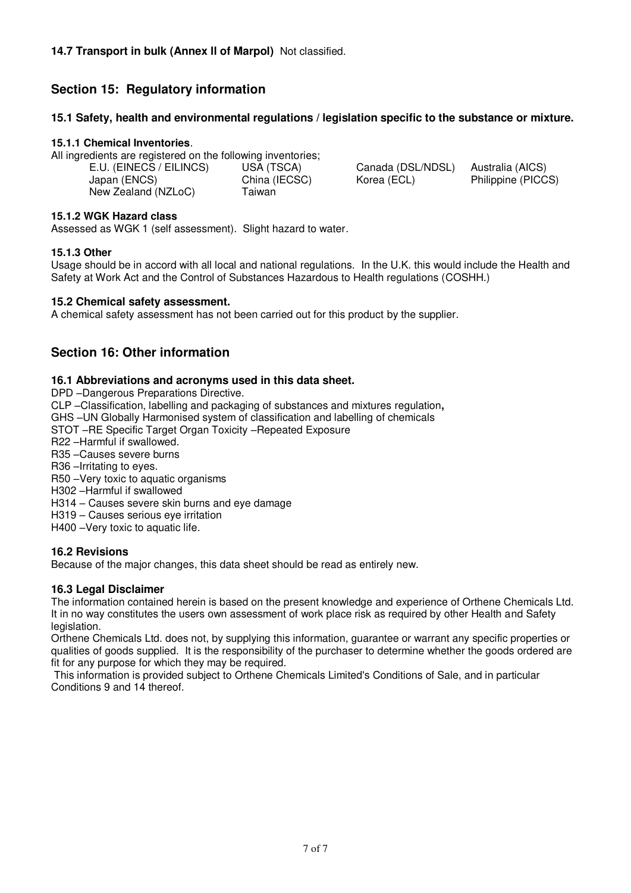**14.7 Transport in bulk (Annex II of Marpol)** Not classified.

## Section 15: Regulatory information

### 15.1 Safety, health and environmental regulations / legislation specific to the substance or mixture.

**15.1.1 Chemical Inventories**.

All ingredients are registered on the following inventories;

| | | | |
|---|---|---|---|
| E.U. (EINECS / EILINCS) | USA (TSCA) | Canada (DSL/NDSL) | Australia (AICS) |
| Japan (ENCS) | China (IECSC) | Korea (ECL) | Philippine (PICCS) |
| New Zealand (NZLoC) | Taiwan | | |

**15.1.2 WGK Hazard class**

Assessed as WGK 1 (self assessment). Slight hazard to water.

**15.1.3 Other**

Usage should be in accord with all local and national regulations. In the U.K. this would include the Health and Safety at Work Act and the Control of Substances Hazardous to Health regulations (COSHH.)

### 15.2 Chemical safety assessment.

A chemical safety assessment has not been carried out for this product by the supplier.

## Section 16: Other information

### 16.1 Abbreviations and acronyms used in this data sheet.

DPD –Dangerous Preparations Directive.
CLP –Classification, labelling and packaging of substances and mixtures regulation,
GHS –UN Globally Harmonised system of classification and labelling of chemicals
STOT –RE Specific Target Organ Toxicity –Repeated Exposure
R22 –Harmful if swallowed.
R35 –Causes severe burns
R36 –Irritating to eyes.
R50 –Very toxic to aquatic organisms
H302 –Harmful if swallowed
H314 – Causes severe skin burns and eye damage
H319 – Causes serious eye irritation
H400 –Very toxic to aquatic life.

### 16.2 Revisions

Because of the major changes, this data sheet should be read as entirely new.

### 16.3 Legal Disclaimer

The information contained herein is based on the present knowledge and experience of Orthene Chemicals Ltd. It in no way constitutes the users own assessment of work place risk as required by other Health and Safety legislation.

Orthene Chemicals Ltd. does not, by supplying this information, guarantee or warrant any specific properties or qualities of goods supplied. It is the responsibility of the purchaser to determine whether the goods ordered are fit for any purpose for which they may be required.

This information is provided subject to Orthene Chemicals Limited's Conditions of Sale, and in particular Conditions 9 and 14 thereof.